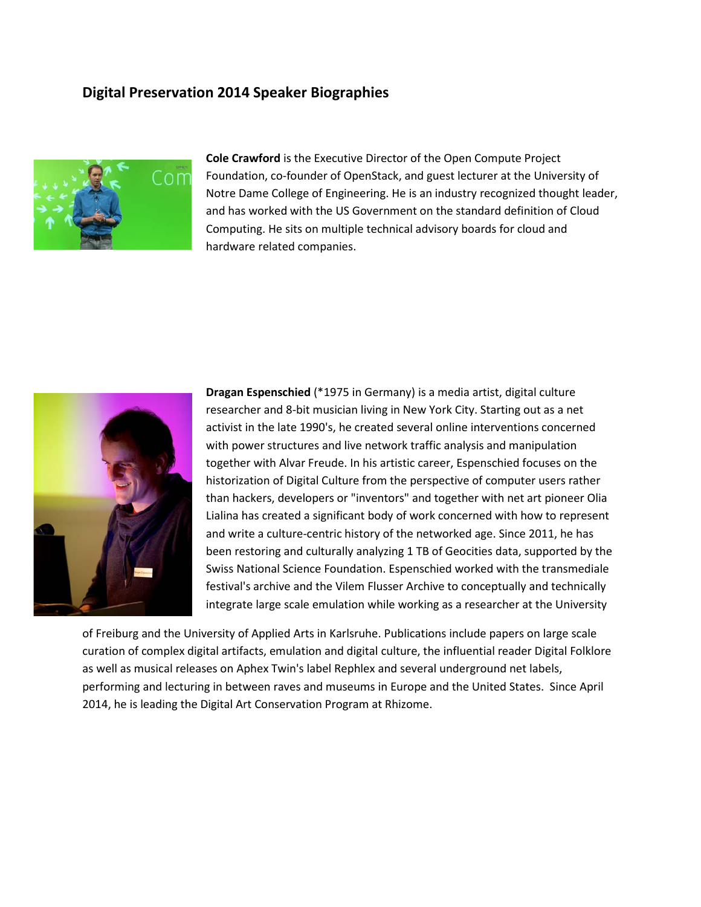# Digital Preservation 2014 Speaker Biographies

**Cole Crawford** is the Executive Director of the Open Compute Project Foundation, co-founder of OpenStack, and guest lecturer at the University of Notre Dame College of Engineering. He is an industry recognized thought leader, and has worked with the US Government on the standard definition of Cloud Computing. He sits on multiple technical advisory boards for cloud and hardware related companies.

**Dragan Espenschied** (*1975 in Germany) is a media artist, digital culture researcher and 8-bit musician living in New York City. Starting out as a net activist in the late 1990's, he created several online interventions concerned with power structures and live network traffic analysis and manipulation together with Alvar Freude. In his artistic career, Espenschied focuses on the historization of Digital Culture from the perspective of computer users rather than hackers, developers or "inventors" and together with net art pioneer Olia Lialina has created a significant body of work concerned with how to represent and write a culture-centric history of the networked age. Since 2011, he has been restoring and culturally analyzing 1 TB of Geocities data, supported by the Swiss National Science Foundation. Espenschied worked with the transmediale festival's archive and the Vilem Flusser Archive to conceptually and technically integrate large scale emulation while working as a researcher at the University of Freiburg and the University of Applied Arts in Karlsruhe. Publications include papers on large scale curation of complex digital artifacts, emulation and digital culture, the influential reader Digital Folklore as well as musical releases on Aphex Twin's label Rephlex and several underground net labels, performing and lecturing in between raves and museums in Europe and the United States. Since April 2014, he is leading the Digital Art Conservation Program at Rhizome.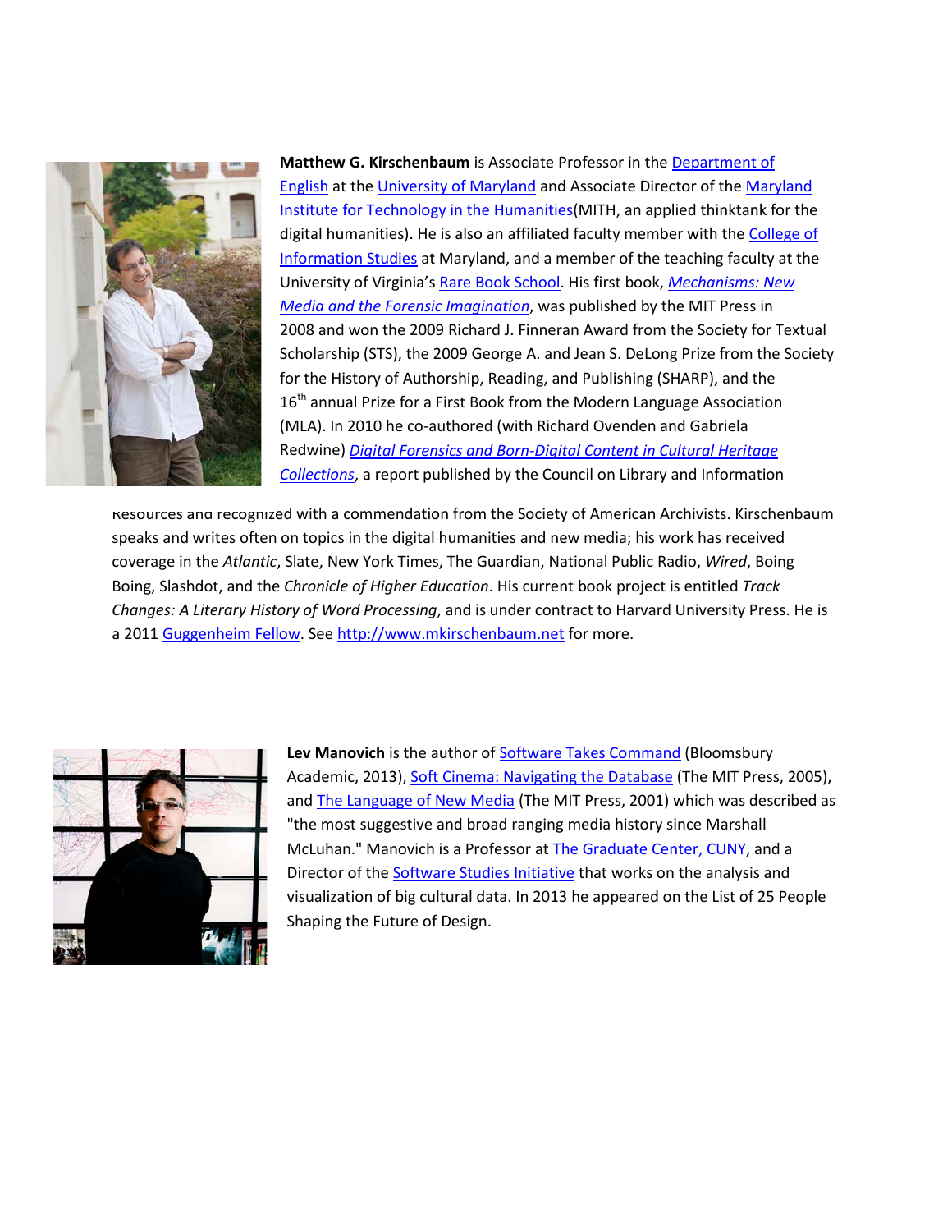**Matthew G. Kirschenbaum** is Associate Professor in the Department of English at the University of Maryland and Associate Director of the Maryland Institute for Technology in the Humanities(MITH, an applied thinktank for the digital humanities). He is also an affiliated faculty member with the College of Information Studies at Maryland, and a member of the teaching faculty at the University of Virginia's Rare Book School. His first book, *Mechanisms: New Media and the Forensic Imagination*, was published by the MIT Press in 2008 and won the 2009 Richard J. Finneran Award from the Society for Textual Scholarship (STS), the 2009 George A. and Jean S. DeLong Prize from the Society for the History of Authorship, Reading, and Publishing (SHARP), and the 16th annual Prize for a First Book from the Modern Language Association (MLA). In 2010 he co-authored (with Richard Ovenden and Gabriela Redwine) *Digital Forensics and Born-Digital Content in Cultural Heritage Collections*, a report published by the Council on Library and Information Resources and recognized with a commendation from the Society of American Archivists. Kirschenbaum speaks and writes often on topics in the digital humanities and new media; his work has received coverage in the *Atlantic*, Slate, New York Times, The Guardian, National Public Radio, *Wired*, Boing Boing, Slashdot, and the *Chronicle of Higher Education*. His current book project is entitled *Track Changes: A Literary History of Word Processing*, and is under contract to Harvard University Press. He is a 2011 Guggenheim Fellow. See http://www.mkirschenbaum.net for more.

**Lev Manovich** is the author of Software Takes Command (Bloomsbury Academic, 2013), Soft Cinema: Navigating the Database (The MIT Press, 2005), and The Language of New Media (The MIT Press, 2001) which was described as "the most suggestive and broad ranging media history since Marshall McLuhan." Manovich is a Professor at The Graduate Center, CUNY, and a Director of the Software Studies Initiative that works on the analysis and visualization of big cultural data. In 2013 he appeared on the List of 25 People Shaping the Future of Design.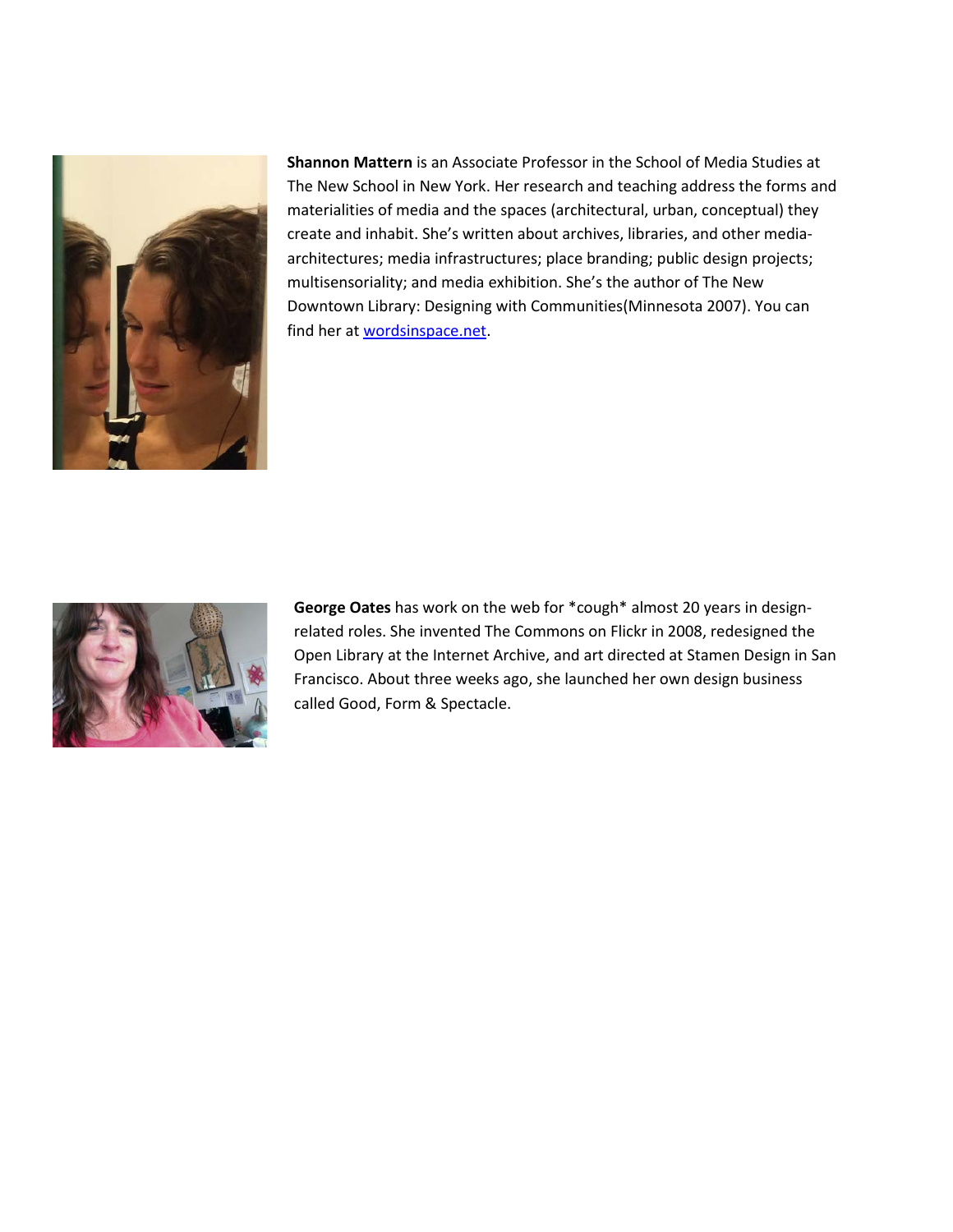**Shannon Mattern** is an Associate Professor in the School of Media Studies at The New School in New York. Her research and teaching address the forms and materialities of media and the spaces (architectural, urban, conceptual) they create and inhabit. She's written about archives, libraries, and other media-architectures; media infrastructures; place branding; public design projects; multisensoriality; and media exhibition. She's the author of The New Downtown Library: Designing with Communities(Minnesota 2007). You can find her at [wordsinspace.net](wordsinspace.net).

**George Oates** has work on the web for *cough* almost 20 years in design-related roles. She invented The Commons on Flickr in 2008, redesigned the Open Library at the Internet Archive, and art directed at Stamen Design in San Francisco. About three weeks ago, she launched her own design business called Good, Form & Spectacle.